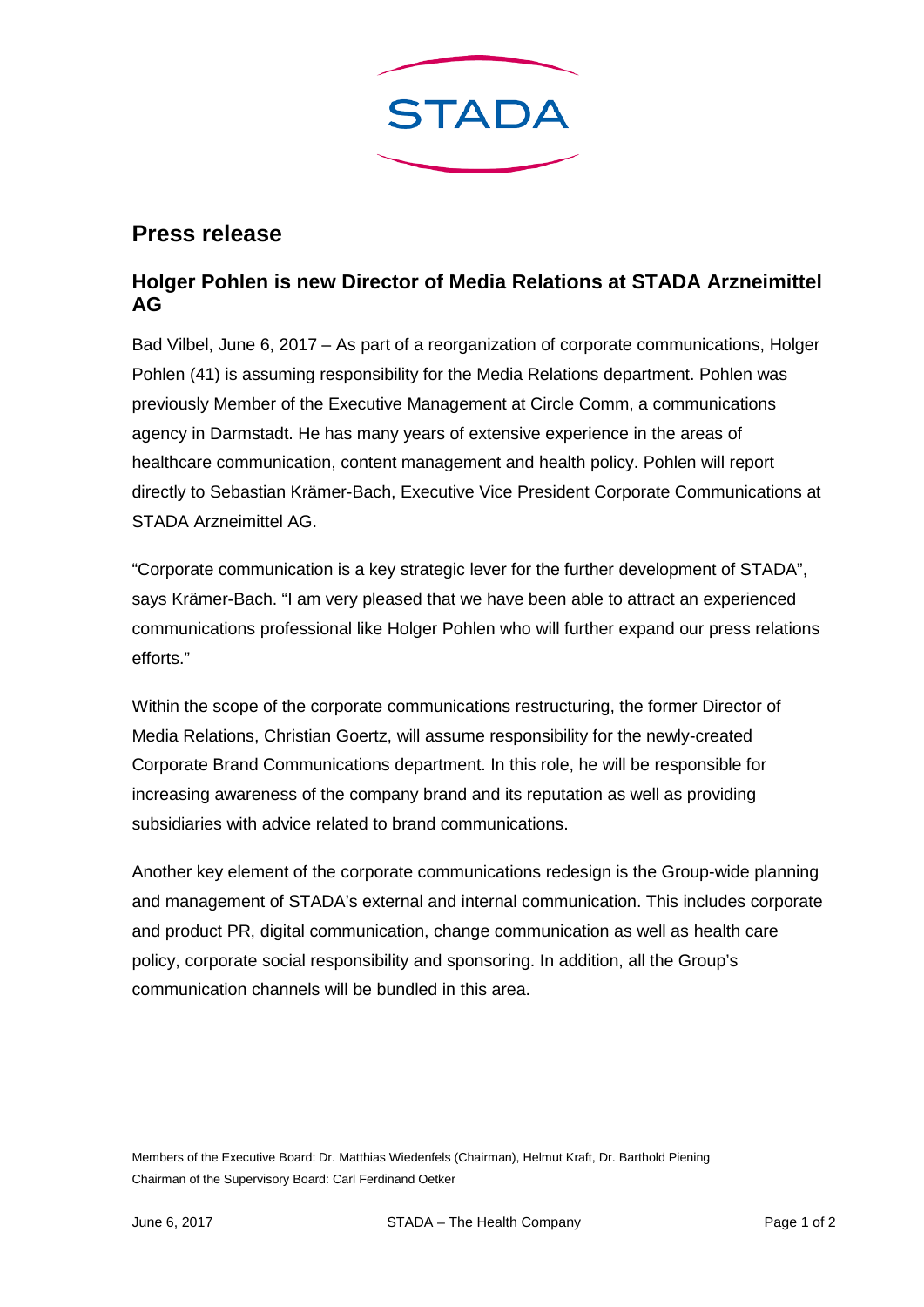STADA

# Press release

## Holger Pohlen is new Director of Media Relations at STADA Arzneimittel AG

Bad Vilbel, June 6, 2017 – As part of a reorganization of corporate communications, Holger Pohlen (41) is assuming responsibility for the Media Relations department. Pohlen was previously Member of the Executive Management at Circle Comm, a communications agency in Darmstadt. He has many years of extensive experience in the areas of healthcare communication, content management and health policy. Pohlen will report directly to Sebastian Krämer-Bach, Executive Vice President Corporate Communications at STADA Arzneimittel AG.

"Corporate communication is a key strategic lever for the further development of STADA", says Krämer-Bach. "I am very pleased that we have been able to attract an experienced communications professional like Holger Pohlen who will further expand our press relations efforts."

Within the scope of the corporate communications restructuring, the former Director of Media Relations, Christian Goertz, will assume responsibility for the newly-created Corporate Brand Communications department. In this role, he will be responsible for increasing awareness of the company brand and its reputation as well as providing subsidiaries with advice related to brand communications.

Another key element of the corporate communications redesign is the Group-wide planning and management of STADA's external and internal communication. This includes corporate and product PR, digital communication, change communication as well as health care policy, corporate social responsibility and sponsoring. In addition, all the Group's communication channels will be bundled in this area.

Members of the Executive Board: Dr. Matthias Wiedenfels (Chairman), Helmut Kraft, Dr. Barthold Piening
Chairman of the Supervisory Board: Carl Ferdinand Oetker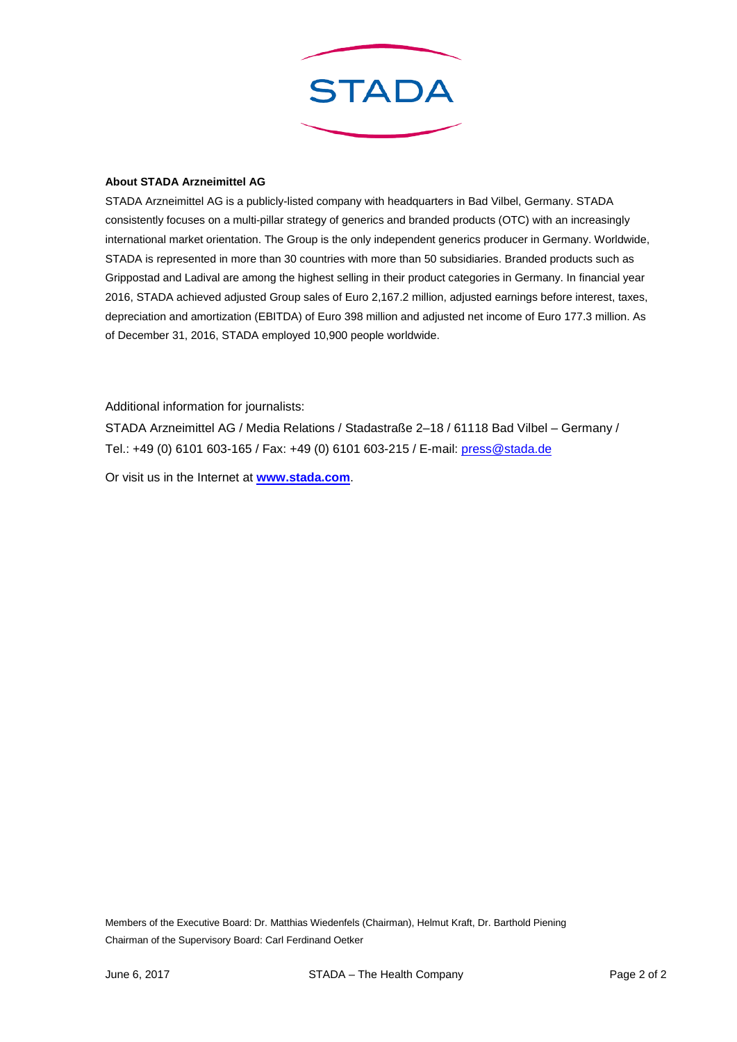**About STADA Arzneimittel AG**

STADA Arzneimittel AG is a publicly-listed company with headquarters in Bad Vilbel, Germany. STADA consistently focuses on a multi-pillar strategy of generics and branded products (OTC) with an increasingly international market orientation. The Group is the only independent generics producer in Germany. Worldwide, STADA is represented in more than 30 countries with more than 50 subsidiaries. Branded products such as Grippostad and Ladival are among the highest selling in their product categories in Germany. In financial year 2016, STADA achieved adjusted Group sales of Euro 2,167.2 million, adjusted earnings before interest, taxes, depreciation and amortization (EBITDA) of Euro 398 million and adjusted net income of Euro 177.3 million. As of December 31, 2016, STADA employed 10,900 people worldwide.

Additional information for journalists:

STADA Arzneimittel AG / Media Relations / Stadastraße 2–18 / 61118 Bad Vilbel – Germany / Tel.: +49 (0) 6101 603-165 / Fax: +49 (0) 6101 603-215 / E-mail: press@stada.de

Or visit us in the Internet at **www.stada.com**.

Members of the Executive Board: Dr. Matthias Wiedenfels (Chairman), Helmut Kraft, Dr. Barthold Piening
Chairman of the Supervisory Board: Carl Ferdinand Oetker